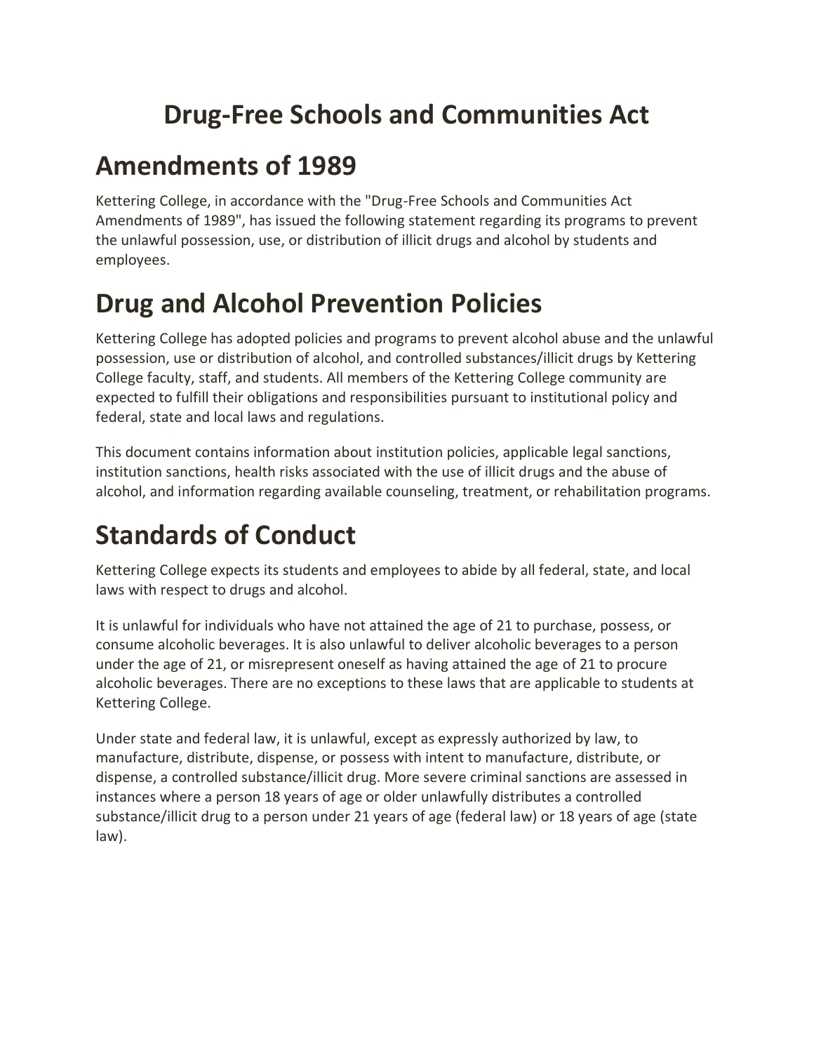# Drug-Free Schools and Communities Act

# Amendments of 1989

Kettering College, in accordance with the "Drug-Free Schools and Communities Act Amendments of 1989", has issued the following statement regarding its programs to prevent the unlawful possession, use, or distribution of illicit drugs and alcohol by students and employees.

# Drug and Alcohol Prevention Policies

Kettering College has adopted policies and programs to prevent alcohol abuse and the unlawful possession, use or distribution of alcohol, and controlled substances/illicit drugs by Kettering College faculty, staff, and students. All members of the Kettering College community are expected to fulfill their obligations and responsibilities pursuant to institutional policy and federal, state and local laws and regulations.

This document contains information about institution policies, applicable legal sanctions, institution sanctions, health risks associated with the use of illicit drugs and the abuse of alcohol, and information regarding available counseling, treatment, or rehabilitation programs.

# Standards of Conduct

Kettering College expects its students and employees to abide by all federal, state, and local laws with respect to drugs and alcohol.

It is unlawful for individuals who have not attained the age of 21 to purchase, possess, or consume alcoholic beverages. It is also unlawful to deliver alcoholic beverages to a person under the age of 21, or misrepresent oneself as having attained the age of 21 to procure alcoholic beverages. There are no exceptions to these laws that are applicable to students at Kettering College.

Under state and federal law, it is unlawful, except as expressly authorized by law, to manufacture, distribute, dispense, or possess with intent to manufacture, distribute, or dispense, a controlled substance/illicit drug. More severe criminal sanctions are assessed in instances where a person 18 years of age or older unlawfully distributes a controlled substance/illicit drug to a person under 21 years of age (federal law) or 18 years of age (state law).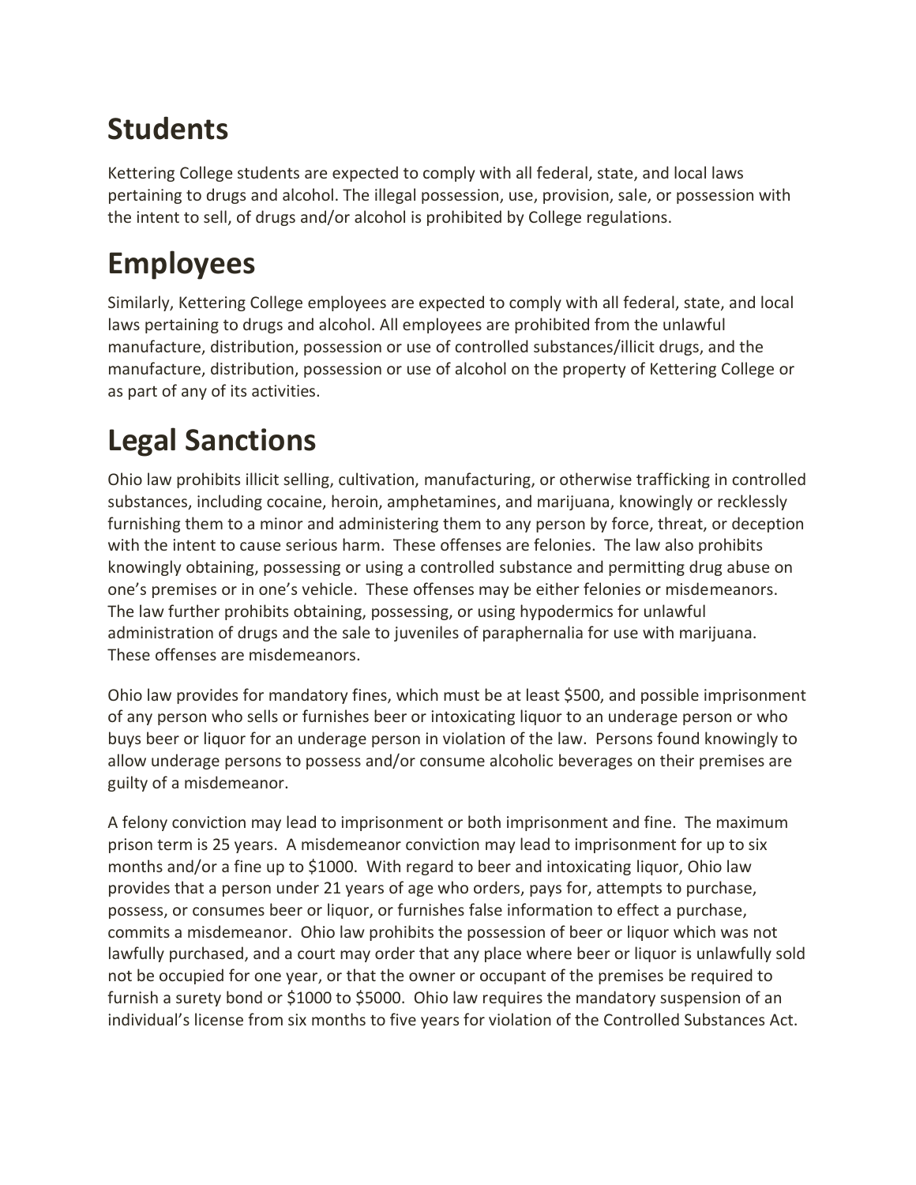# Students

Kettering College students are expected to comply with all federal, state, and local laws pertaining to drugs and alcohol. The illegal possession, use, provision, sale, or possession with the intent to sell, of drugs and/or alcohol is prohibited by College regulations.

# Employees

Similarly, Kettering College employees are expected to comply with all federal, state, and local laws pertaining to drugs and alcohol. All employees are prohibited from the unlawful manufacture, distribution, possession or use of controlled substances/illicit drugs, and the manufacture, distribution, possession or use of alcohol on the property of Kettering College or as part of any of its activities.

# Legal Sanctions

Ohio law prohibits illicit selling, cultivation, manufacturing, or otherwise trafficking in controlled substances, including cocaine, heroin, amphetamines, and marijuana, knowingly or recklessly furnishing them to a minor and administering them to any person by force, threat, or deception with the intent to cause serious harm. These offenses are felonies. The law also prohibits knowingly obtaining, possessing or using a controlled substance and permitting drug abuse on one's premises or in one's vehicle. These offenses may be either felonies or misdemeanors. The law further prohibits obtaining, possessing, or using hypodermics for unlawful administration of drugs and the sale to juveniles of paraphernalia for use with marijuana. These offenses are misdemeanors.

Ohio law provides for mandatory fines, which must be at least $500, and possible imprisonment of any person who sells or furnishes beer or intoxicating liquor to an underage person or who buys beer or liquor for an underage person in violation of the law. Persons found knowingly to allow underage persons to possess and/or consume alcoholic beverages on their premises are guilty of a misdemeanor.

A felony conviction may lead to imprisonment or both imprisonment and fine. The maximum prison term is 25 years. A misdemeanor conviction may lead to imprisonment for up to six months and/or a fine up to $1000. With regard to beer and intoxicating liquor, Ohio law provides that a person under 21 years of age who orders, pays for, attempts to purchase, possess, or consumes beer or liquor, or furnishes false information to effect a purchase, commits a misdemeanor. Ohio law prohibits the possession of beer or liquor which was not lawfully purchased, and a court may order that any place where beer or liquor is unlawfully sold not be occupied for one year, or that the owner or occupant of the premises be required to furnish a surety bond or $1000 to $5000. Ohio law requires the mandatory suspension of an individual's license from six months to five years for violation of the Controlled Substances Act.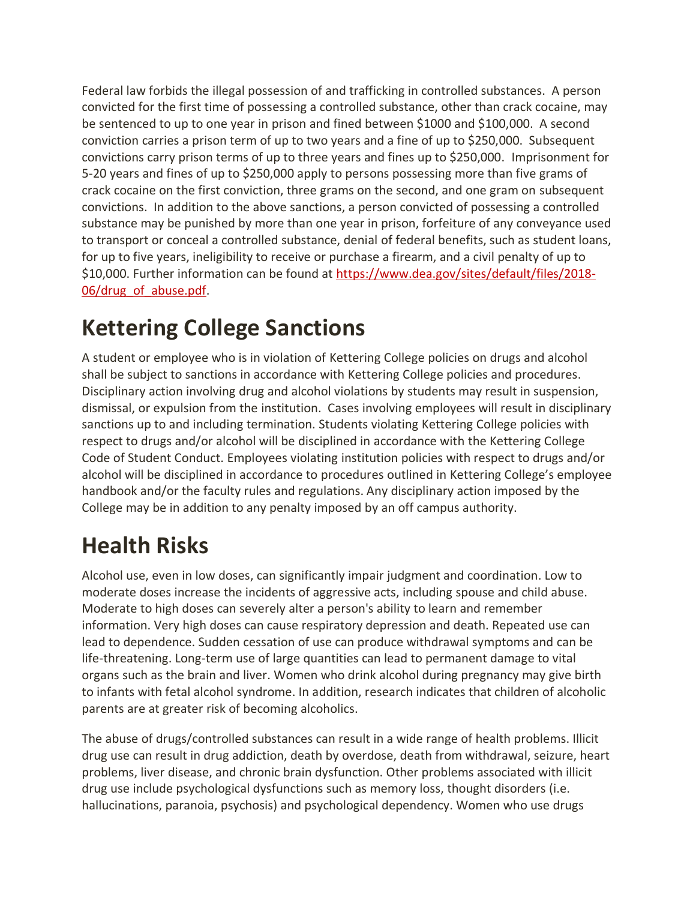Federal law forbids the illegal possession of and trafficking in controlled substances. A person convicted for the first time of possessing a controlled substance, other than crack cocaine, may be sentenced to up to one year in prison and fined between $1000 and $100,000. A second conviction carries a prison term of up to two years and a fine of up to $250,000. Subsequent convictions carry prison terms of up to three years and fines up to $250,000. Imprisonment for 5-20 years and fines of up to $250,000 apply to persons possessing more than five grams of crack cocaine on the first conviction, three grams on the second, and one gram on subsequent convictions. In addition to the above sanctions, a person convicted of possessing a controlled substance may be punished by more than one year in prison, forfeiture of any conveyance used to transport or conceal a controlled substance, denial of federal benefits, such as student loans, for up to five years, ineligibility to receive or purchase a firearm, and a civil penalty of up to $10,000. Further information can be found at [https://www.dea.gov/sites/default/files/2018-06/drug_of_abuse.pdf](https://www.dea.gov/sites/default/files/2018-06/drug_of_abuse.pdf).

# Kettering College Sanctions

A student or employee who is in violation of Kettering College policies on drugs and alcohol shall be subject to sanctions in accordance with Kettering College policies and procedures. Disciplinary action involving drug and alcohol violations by students may result in suspension, dismissal, or expulsion from the institution. Cases involving employees will result in disciplinary sanctions up to and including termination. Students violating Kettering College policies with respect to drugs and/or alcohol will be disciplined in accordance with the Kettering College Code of Student Conduct. Employees violating institution policies with respect to drugs and/or alcohol will be disciplined in accordance to procedures outlined in Kettering College's employee handbook and/or the faculty rules and regulations. Any disciplinary action imposed by the College may be in addition to any penalty imposed by an off campus authority.

# Health Risks

Alcohol use, even in low doses, can significantly impair judgment and coordination. Low to moderate doses increase the incidents of aggressive acts, including spouse and child abuse. Moderate to high doses can severely alter a person's ability to learn and remember information. Very high doses can cause respiratory depression and death. Repeated use can lead to dependence. Sudden cessation of use can produce withdrawal symptoms and can be life-threatening. Long-term use of large quantities can lead to permanent damage to vital organs such as the brain and liver. Women who drink alcohol during pregnancy may give birth to infants with fetal alcohol syndrome. In addition, research indicates that children of alcoholic parents are at greater risk of becoming alcoholics.

The abuse of drugs/controlled substances can result in a wide range of health problems. Illicit drug use can result in drug addiction, death by overdose, death from withdrawal, seizure, heart problems, liver disease, and chronic brain dysfunction. Other problems associated with illicit drug use include psychological dysfunctions such as memory loss, thought disorders (i.e. hallucinations, paranoia, psychosis) and psychological dependency. Women who use drugs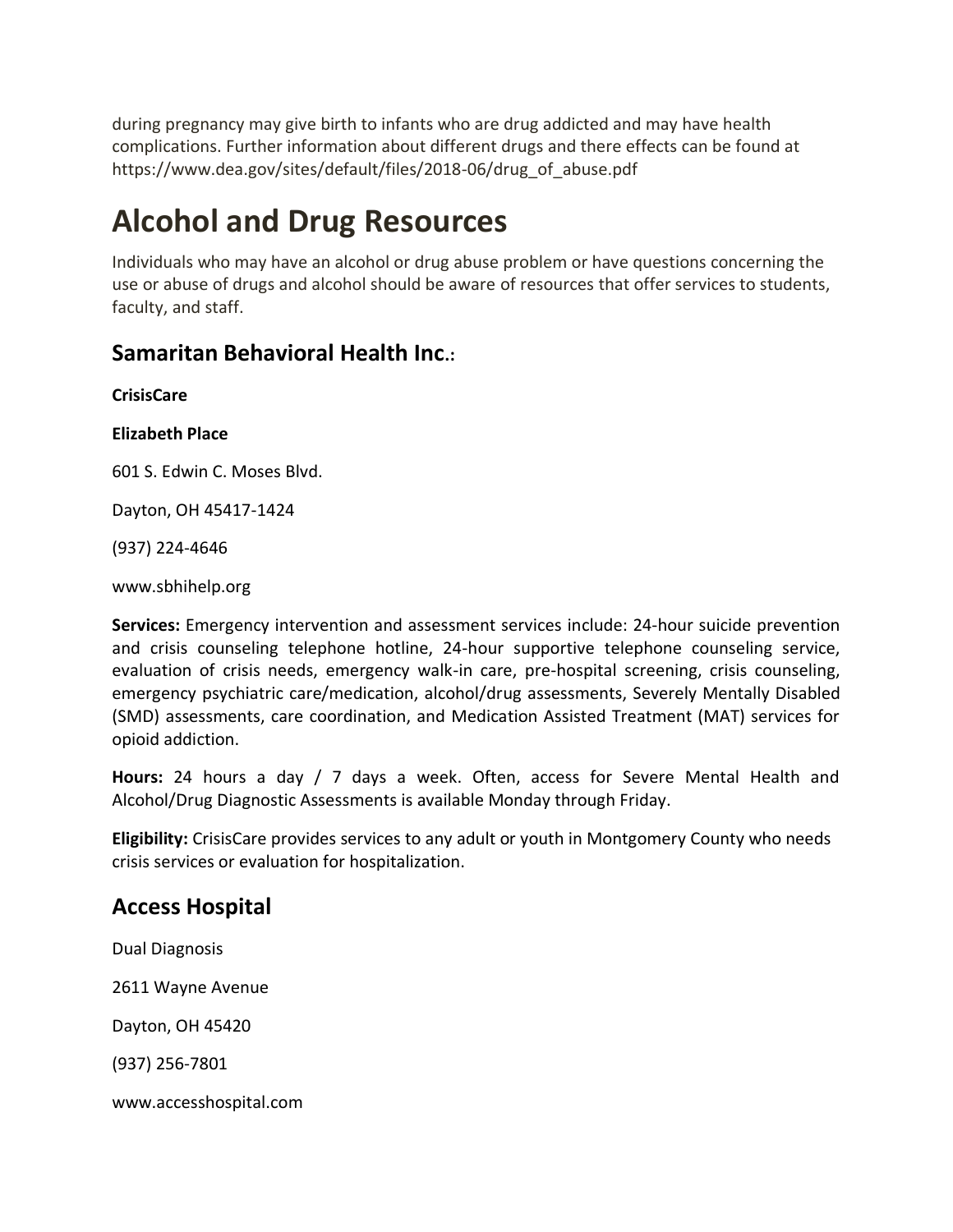during pregnancy may give birth to infants who are drug addicted and may have health complications. Further information about different drugs and there effects can be found at https://www.dea.gov/sites/default/files/2018-06/drug_of_abuse.pdf

# Alcohol and Drug Resources

Individuals who may have an alcohol or drug abuse problem or have questions concerning the use or abuse of drugs and alcohol should be aware of resources that offer services to students, faculty, and staff.

## Samaritan Behavioral Health Inc.:

**CrisisCare**

**Elizabeth Place**

601 S. Edwin C. Moses Blvd.

Dayton, OH 45417-1424

(937) 224-4646

www.sbhihelp.org

**Services:** Emergency intervention and assessment services include: 24-hour suicide prevention and crisis counseling telephone hotline, 24-hour supportive telephone counseling service, evaluation of crisis needs, emergency walk-in care, pre-hospital screening, crisis counseling, emergency psychiatric care/medication, alcohol/drug assessments, Severely Mentally Disabled (SMD) assessments, care coordination, and Medication Assisted Treatment (MAT) services for opioid addiction.

**Hours:** 24 hours a day / 7 days a week. Often, access for Severe Mental Health and Alcohol/Drug Diagnostic Assessments is available Monday through Friday.

**Eligibility:** CrisisCare provides services to any adult or youth in Montgomery County who needs crisis services or evaluation for hospitalization.

## Access Hospital

Dual Diagnosis

2611 Wayne Avenue

Dayton, OH 45420

(937) 256-7801

www.accesshospital.com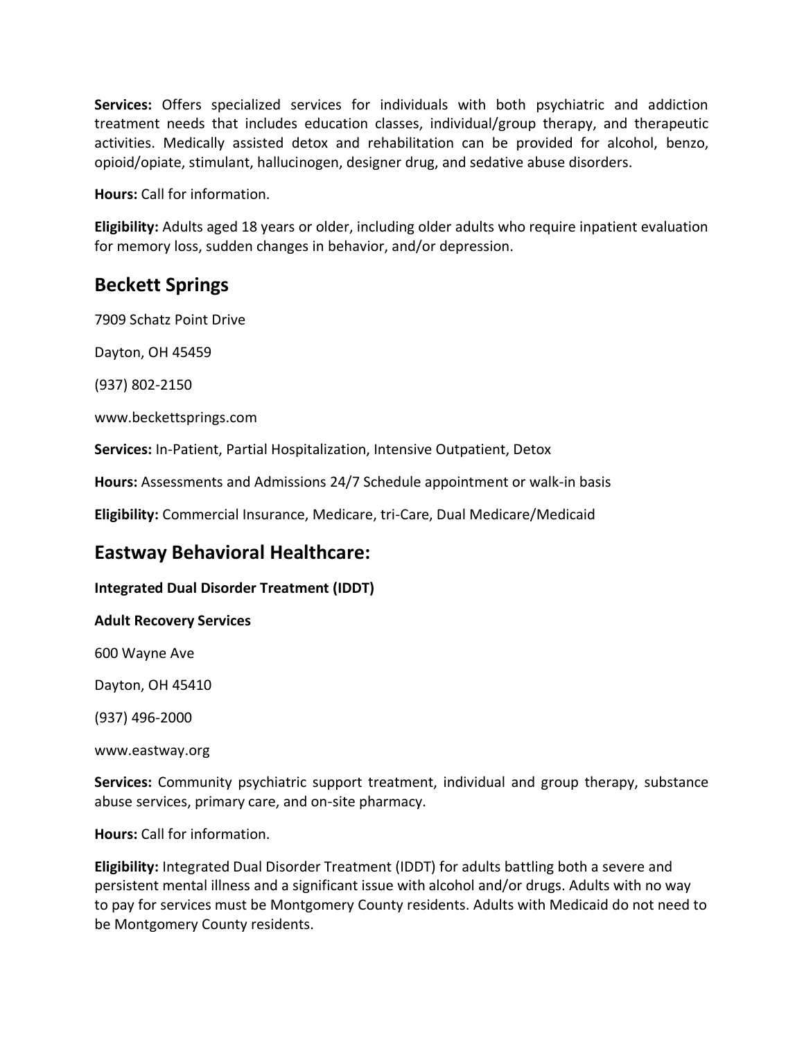**Services:** Offers specialized services for individuals with both psychiatric and addiction treatment needs that includes education classes, individual/group therapy, and therapeutic activities. Medically assisted detox and rehabilitation can be provided for alcohol, benzo, opioid/opiate, stimulant, hallucinogen, designer drug, and sedative abuse disorders.

**Hours:** Call for information.

**Eligibility:** Adults aged 18 years or older, including older adults who require inpatient evaluation for memory loss, sudden changes in behavior, and/or depression.

## Beckett Springs

7909 Schatz Point Drive

Dayton, OH 45459

(937) 802-2150

www.beckettsprings.com

**Services:** In-Patient, Partial Hospitalization, Intensive Outpatient, Detox

**Hours:** Assessments and Admissions 24/7 Schedule appointment or walk-in basis

**Eligibility:** Commercial Insurance, Medicare, tri-Care, Dual Medicare/Medicaid

## Eastway Behavioral Healthcare:

**Integrated Dual Disorder Treatment (IDDT)**

**Adult Recovery Services**

600 Wayne Ave

Dayton, OH 45410

(937) 496-2000

www.eastway.org

**Services:** Community psychiatric support treatment, individual and group therapy, substance abuse services, primary care, and on-site pharmacy.

**Hours:** Call for information.

**Eligibility:** Integrated Dual Disorder Treatment (IDDT) for adults battling both a severe and persistent mental illness and a significant issue with alcohol and/or drugs. Adults with no way to pay for services must be Montgomery County residents. Adults with Medicaid do not need to be Montgomery County residents.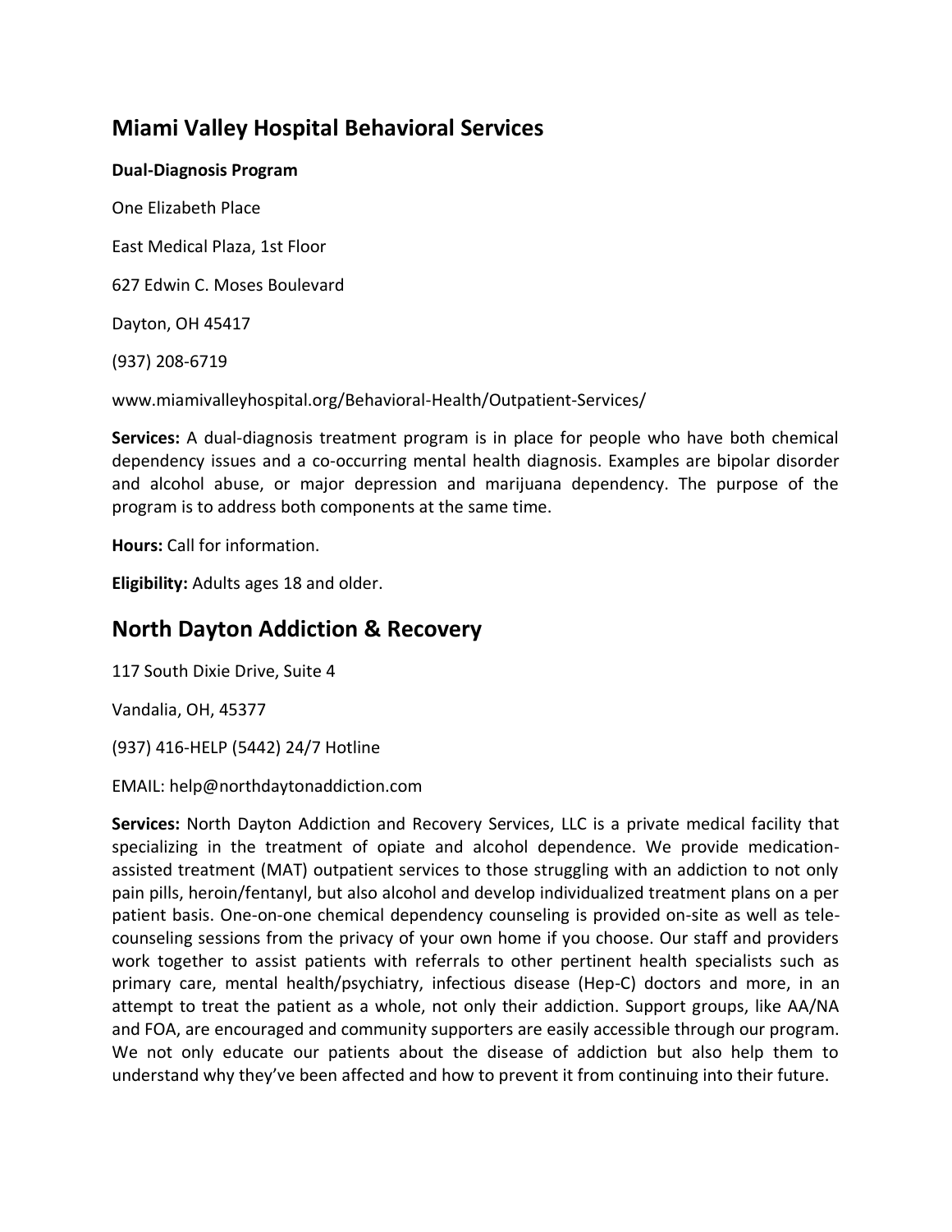## Miami Valley Hospital Behavioral Services

**Dual-Diagnosis Program**

One Elizabeth Place

East Medical Plaza, 1st Floor

627 Edwin C. Moses Boulevard

Dayton, OH 45417

(937) 208-6719

www.miamivalleyhospital.org/Behavioral-Health/Outpatient-Services/

**Services:** A dual-diagnosis treatment program is in place for people who have both chemical dependency issues and a co-occurring mental health diagnosis. Examples are bipolar disorder and alcohol abuse, or major depression and marijuana dependency. The purpose of the program is to address both components at the same time.

**Hours:** Call for information.

**Eligibility:** Adults ages 18 and older.

## North Dayton Addiction & Recovery

117 South Dixie Drive, Suite 4

Vandalia, OH, 45377

(937) 416-HELP (5442) 24/7 Hotline

EMAIL: help@northdaytonaddiction.com

**Services:** North Dayton Addiction and Recovery Services, LLC is a private medical facility that specializing in the treatment of opiate and alcohol dependence. We provide medication-assisted treatment (MAT) outpatient services to those struggling with an addiction to not only pain pills, heroin/fentanyl, but also alcohol and develop individualized treatment plans on a per patient basis. One-on-one chemical dependency counseling is provided on-site as well as tele-counseling sessions from the privacy of your own home if you choose. Our staff and providers work together to assist patients with referrals to other pertinent health specialists such as primary care, mental health/psychiatry, infectious disease (Hep-C) doctors and more, in an attempt to treat the patient as a whole, not only their addiction. Support groups, like AA/NA and FOA, are encouraged and community supporters are easily accessible through our program. We not only educate our patients about the disease of addiction but also help them to understand why they've been affected and how to prevent it from continuing into their future.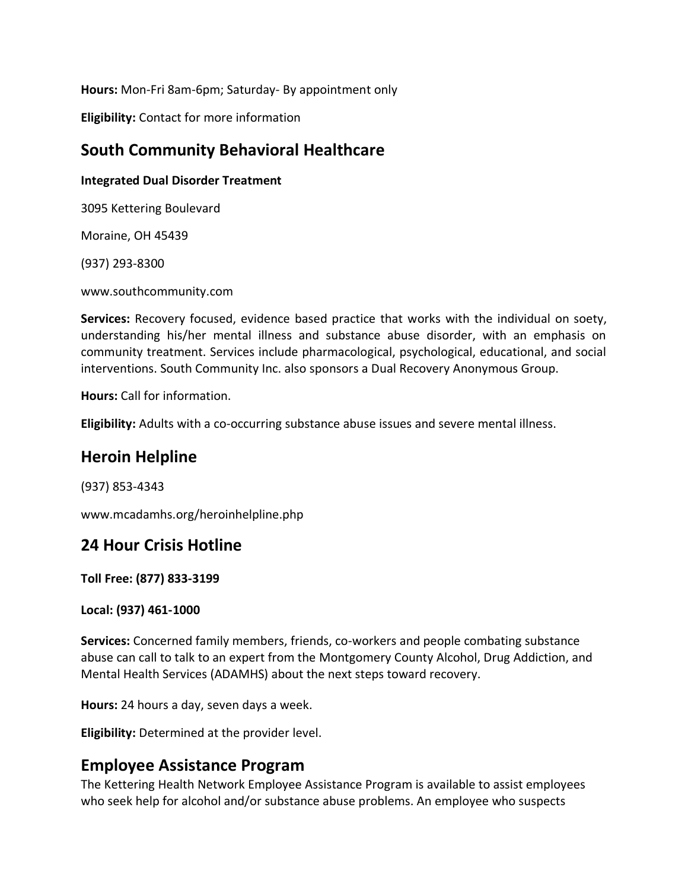**Hours:** Mon-Fri 8am-6pm; Saturday- By appointment only

**Eligibility:** Contact for more information

## South Community Behavioral Healthcare

**Integrated Dual Disorder Treatment**

3095 Kettering Boulevard

Moraine, OH 45439

(937) 293-8300

www.southcommunity.com

**Services:** Recovery focused, evidence based practice that works with the individual on soety, understanding his/her mental illness and substance abuse disorder, with an emphasis on community treatment. Services include pharmacological, psychological, educational, and social interventions. South Community Inc. also sponsors a Dual Recovery Anonymous Group.

**Hours:** Call for information.

**Eligibility:** Adults with a co-occurring substance abuse issues and severe mental illness.

## Heroin Helpline

(937) 853-4343

www.mcadamhs.org/heroinhelpline.php

## 24 Hour Crisis Hotline

**Toll Free: (877) 833-3199**

**Local: (937) 461-1000**

**Services:** Concerned family members, friends, co-workers and people combating substance abuse can call to talk to an expert from the Montgomery County Alcohol, Drug Addiction, and Mental Health Services (ADAMHS) about the next steps toward recovery.

**Hours:** 24 hours a day, seven days a week.

**Eligibility:** Determined at the provider level.

## Employee Assistance Program

The Kettering Health Network Employee Assistance Program is available to assist employees who seek help for alcohol and/or substance abuse problems. An employee who suspects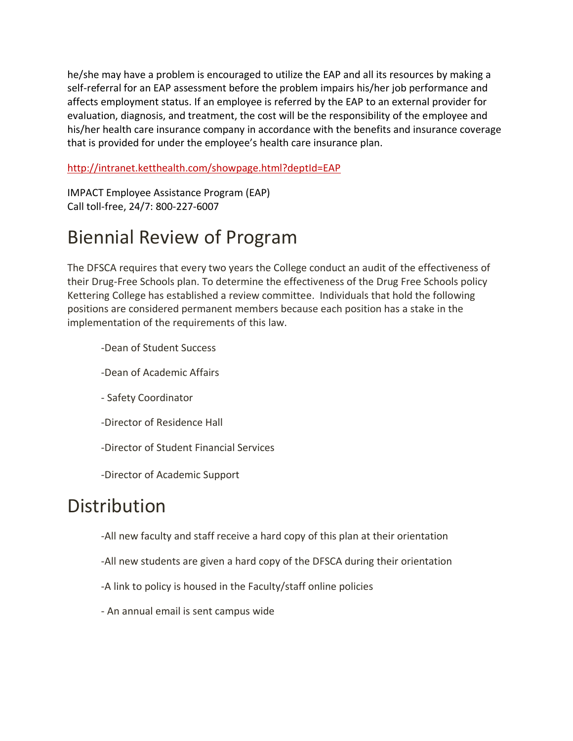he/she may have a problem is encouraged to utilize the EAP and all its resources by making a self-referral for an EAP assessment before the problem impairs his/her job performance and affects employment status. If an employee is referred by the EAP to an external provider for evaluation, diagnosis, and treatment, the cost will be the responsibility of the employee and his/her health care insurance company in accordance with the benefits and insurance coverage that is provided for under the employee's health care insurance plan.

http://intranet.ketthealth.com/showpage.html?deptId=EAP

IMPACT Employee Assistance Program (EAP)
Call toll-free, 24/7: 800-227-6007

# Biennial Review of Program

The DFSCA requires that every two years the College conduct an audit of the effectiveness of their Drug-Free Schools plan. To determine the effectiveness of the Drug Free Schools policy Kettering College has established a review committee. Individuals that hold the following positions are considered permanent members because each position has a stake in the implementation of the requirements of this law.

-Dean of Student Success

-Dean of Academic Affairs

- Safety Coordinator

-Director of Residence Hall

-Director of Student Financial Services

-Director of Academic Support

# Distribution

-All new faculty and staff receive a hard copy of this plan at their orientation

-All new students are given a hard copy of the DFSCA during their orientation

-A link to policy is housed in the Faculty/staff online policies

- An annual email is sent campus wide